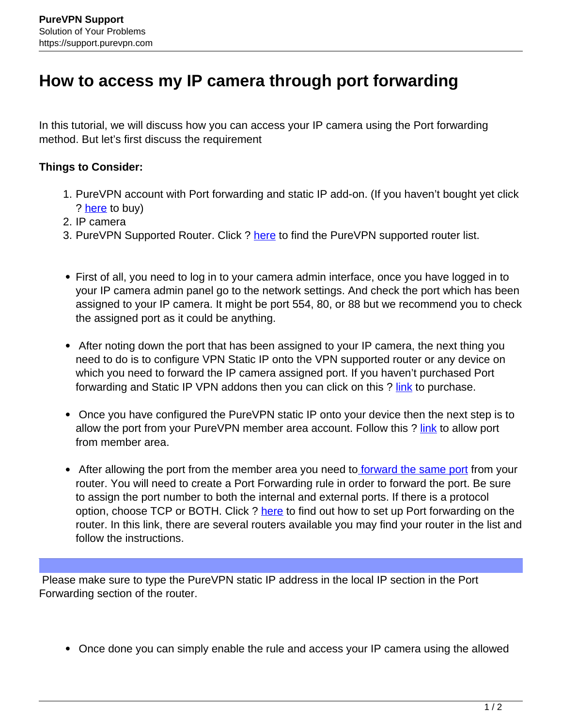# How to access my IP camera through port forwarding

In this tutorial, we will discuss how you can access your IP camera using the Port forwarding method. But let's first discuss the requirement

**Things to Consider:**

1. PureVPN account with Port forwarding and static IP add-on. (If you haven't bought yet click ? here to buy)
2. IP camera
3. PureVPN Supported Router. Click ? here to find the PureVPN supported router list.

- First of all, you need to log in to your camera admin interface, once you have logged in to your IP camera admin panel go to the network settings. And check the port which has been assigned to your IP camera. It might be port 554, 80, or 88 but we recommend you to check the assigned port as it could be anything.

- After noting down the port that has been assigned to your IP camera, the next thing you need to do is to configure VPN Static IP onto the VPN supported router or any device on which you need to forward the IP camera assigned port. If you haven't purchased Port forwarding and Static IP VPN addons then you can click on this ? link to purchase.

- Once you have configured the PureVPN static IP onto your device then the next step is to allow the port from your PureVPN member area account. Follow this ? link to allow port from member area.

- After allowing the port from the member area you need to forward the same port from your router. You will need to create a Port Forwarding rule in order to forward the port. Be sure to assign the port number to both the internal and external ports. If there is a protocol option, choose TCP or BOTH. Click ? here to find out how to set up Port forwarding on the router. In this link, there are several routers available you may find your router in the list and follow the instructions.

Please make sure to type the PureVPN static IP address in the local IP section in the Port Forwarding section of the router.

- Once done you can simply enable the rule and access your IP camera using the allowed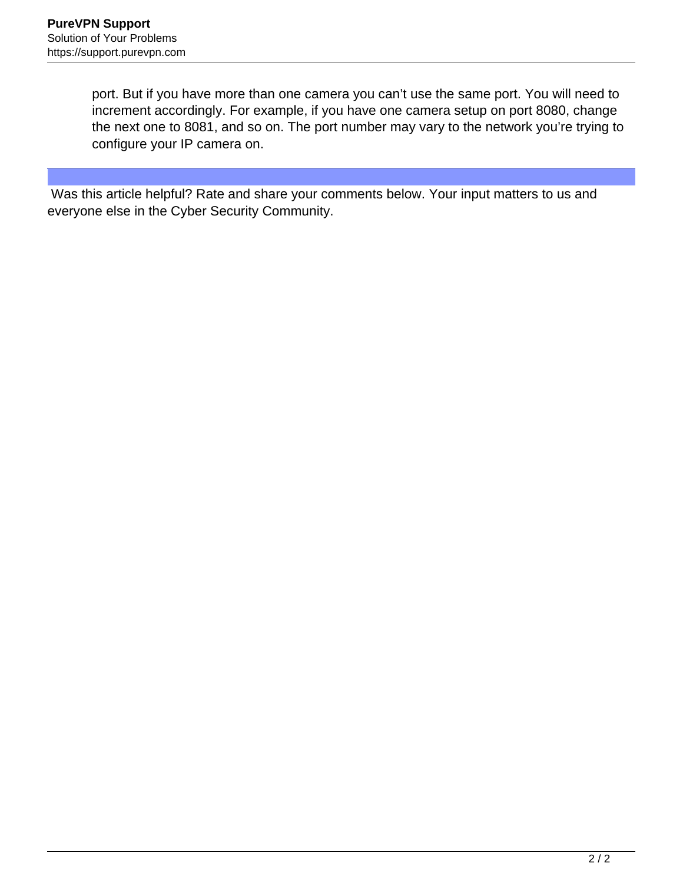port. But if you have more than one camera you can't use the same port. You will need to increment accordingly. For example, if you have one camera setup on port 8080, change the next one to 8081, and so on. The port number may vary to the network you're trying to configure your IP camera on.

Was this article helpful? Rate and share your comments below. Your input matters to us and everyone else in the Cyber Security Community.